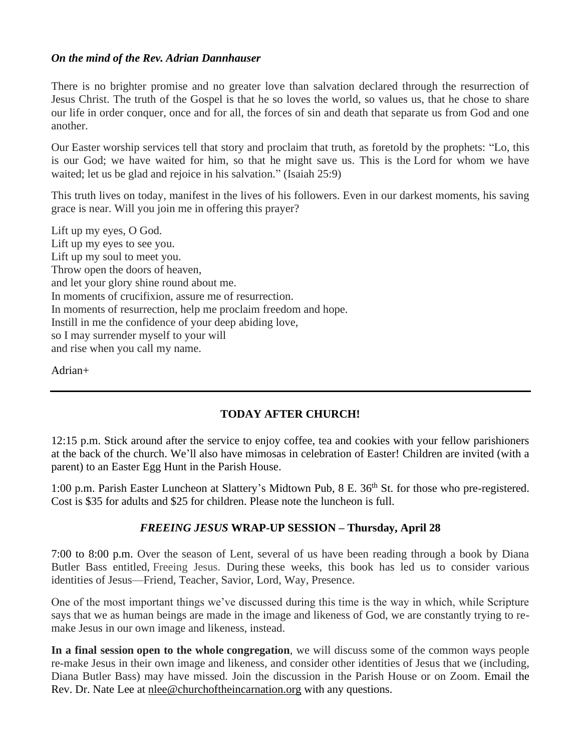***On the mind of the Rev. Adrian Dannhauser***

There is no brighter promise and no greater love than salvation declared through the resurrection of Jesus Christ. The truth of the Gospel is that he so loves the world, so values us, that he chose to share our life in order conquer, once and for all, the forces of sin and death that separate us from God and one another.

Our Easter worship services tell that story and proclaim that truth, as foretold by the prophets: "Lo, this is our God; we have waited for him, so that he might save us. This is the Lord for whom we have waited; let us be glad and rejoice in his salvation." (Isaiah 25:9)

This truth lives on today, manifest in the lives of his followers. Even in our darkest moments, his saving grace is near. Will you join me in offering this prayer?

Lift up my eyes, O God.  
Lift up my eyes to see you.  
Lift up my soul to meet you.  
Throw open the doors of heaven,  
and let your glory shine round about me.  
In moments of crucifixion, assure me of resurrection.  
In moments of resurrection, help me proclaim freedom and hope.  
Instill in me the confidence of your deep abiding love,  
so I may surrender myself to your will  
and rise when you call my name.

Adrian+

---

## TODAY AFTER CHURCH!

12:15 p.m. Stick around after the service to enjoy coffee, tea and cookies with your fellow parishioners at the back of the church. We'll also have mimosas in celebration of Easter! Children are invited (with a parent) to an Easter Egg Hunt in the Parish House.

1:00 p.m. Parish Easter Luncheon at Slattery's Midtown Pub, 8 E. 36th St. for those who pre-registered. Cost is $35 for adults and $25 for children. Please note the luncheon is full.

## *FREEING JESUS* WRAP-UP SESSION – Thursday, April 28

7:00 to 8:00 p.m. Over the season of Lent, several of us have been reading through a book by Diana Butler Bass entitled, Freeing Jesus. During these weeks, this book has led us to consider various identities of Jesus—Friend, Teacher, Savior, Lord, Way, Presence.

One of the most important things we've discussed during this time is the way in which, while Scripture says that we as human beings are made in the image and likeness of God, we are constantly trying to re-make Jesus in our own image and likeness, instead.

**In a final session open to the whole congregation**, we will discuss some of the common ways people re-make Jesus in their own image and likeness, and consider other identities of Jesus that we (including, Diana Butler Bass) may have missed. Join the discussion in the Parish House or on Zoom. Email the Rev. Dr. Nate Lee at nlee@churchoftheincarnation.org with any questions.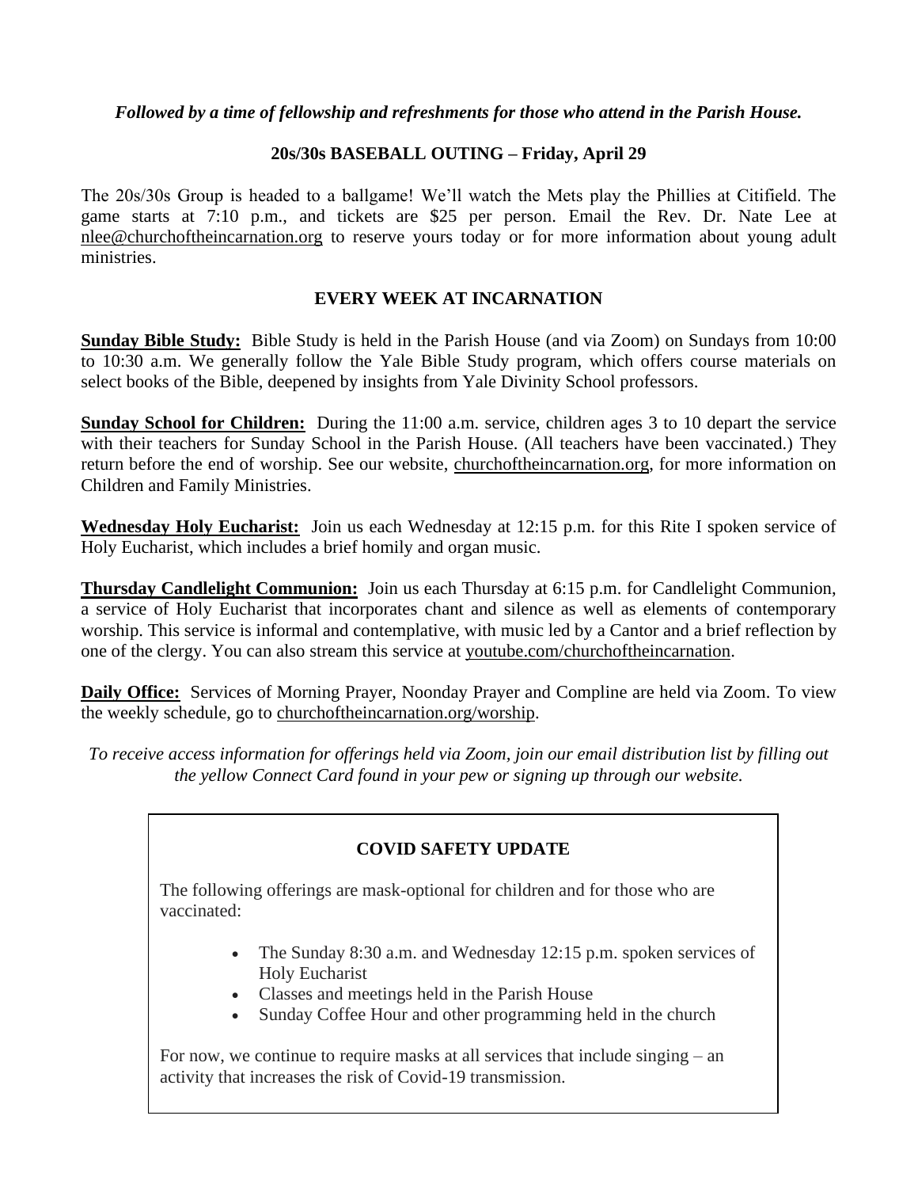*Followed by a time of fellowship and refreshments for those who attend in the Parish House.*

**20s/30s BASEBALL OUTING – Friday, April 29**

The 20s/30s Group is headed to a ballgame! We'll watch the Mets play the Phillies at Citifield. The game starts at 7:10 p.m., and tickets are $25 per person. Email the Rev. Dr. Nate Lee at nlee@churchoftheincarnation.org to reserve yours today or for more information about young adult ministries.

**EVERY WEEK AT INCARNATION**

**Sunday Bible Study:** Bible Study is held in the Parish House (and via Zoom) on Sundays from 10:00 to 10:30 a.m. We generally follow the Yale Bible Study program, which offers course materials on select books of the Bible, deepened by insights from Yale Divinity School professors.

**Sunday School for Children:** During the 11:00 a.m. service, children ages 3 to 10 depart the service with their teachers for Sunday School in the Parish House. (All teachers have been vaccinated.) They return before the end of worship. See our website, churchoftheincarnation.org, for more information on Children and Family Ministries.

**Wednesday Holy Eucharist:** Join us each Wednesday at 12:15 p.m. for this Rite I spoken service of Holy Eucharist, which includes a brief homily and organ music.

**Thursday Candlelight Communion:** Join us each Thursday at 6:15 p.m. for Candlelight Communion, a service of Holy Eucharist that incorporates chant and silence as well as elements of contemporary worship. This service is informal and contemplative, with music led by a Cantor and a brief reflection by one of the clergy. You can also stream this service at youtube.com/churchoftheincarnation.

**Daily Office:** Services of Morning Prayer, Noonday Prayer and Compline are held via Zoom. To view the weekly schedule, go to churchoftheincarnation.org/worship.

*To receive access information for offerings held via Zoom, join our email distribution list by filling out the yellow Connect Card found in your pew or signing up through our website.*

**COVID SAFETY UPDATE**

The following offerings are mask-optional for children and for those who are vaccinated:

- The Sunday 8:30 a.m. and Wednesday 12:15 p.m. spoken services of Holy Eucharist
- Classes and meetings held in the Parish House
- Sunday Coffee Hour and other programming held in the church

For now, we continue to require masks at all services that include singing – an activity that increases the risk of Covid-19 transmission.